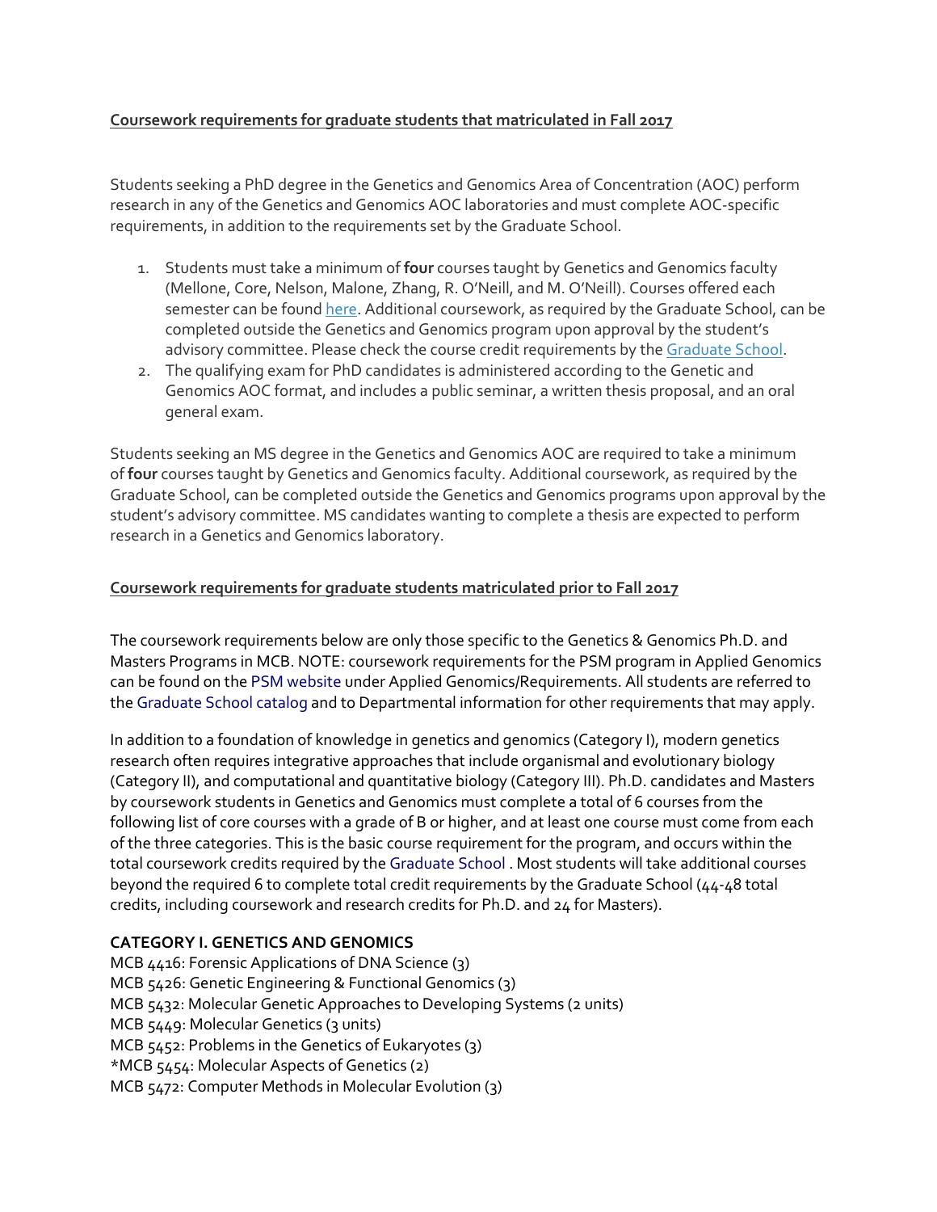**Coursework requirements for graduate students that matriculated in Fall 2017**

Students seeking a PhD degree in the Genetics and Genomics Area of Concentration (AOC) perform research in any of the Genetics and Genomics AOC laboratories and must complete AOC-specific requirements, in addition to the requirements set by the Graduate School.

1. Students must take a minimum of **four** courses taught by Genetics and Genomics faculty (Mellone, Core, Nelson, Malone, Zhang, R. O'Neill, and M. O'Neill). Courses offered each semester can be found here. Additional coursework, as required by the Graduate School, can be completed outside the Genetics and Genomics program upon approval by the student's advisory committee. Please check the course credit requirements by the Graduate School.
2. The qualifying exam for PhD candidates is administered according to the Genetic and Genomics AOC format, and includes a public seminar, a written thesis proposal, and an oral general exam.

Students seeking an MS degree in the Genetics and Genomics AOC are required to take a minimum of **four** courses taught by Genetics and Genomics faculty. Additional coursework, as required by the Graduate School, can be completed outside the Genetics and Genomics programs upon approval by the student's advisory committee. MS candidates wanting to complete a thesis are expected to perform research in a Genetics and Genomics laboratory.

**Coursework requirements for graduate students matriculated prior to Fall 2017**

The coursework requirements below are only those specific to the Genetics & Genomics Ph.D. and Masters Programs in MCB. NOTE: coursework requirements for the PSM program in Applied Genomics can be found on the PSM website under Applied Genomics/Requirements. All students are referred to the Graduate School catalog and to Departmental information for other requirements that may apply.

In addition to a foundation of knowledge in genetics and genomics (Category I), modern genetics research often requires integrative approaches that include organismal and evolutionary biology (Category II), and computational and quantitative biology (Category III). Ph.D. candidates and Masters by coursework students in Genetics and Genomics must complete a total of 6 courses from the following list of core courses with a grade of B or higher, and at least one course must come from each of the three categories. This is the basic course requirement for the program, and occurs within the total coursework credits required by the Graduate School . Most students will take additional courses beyond the required 6 to complete total credit requirements by the Graduate School (44-48 total credits, including coursework and research credits for Ph.D. and 24 for Masters).

**CATEGORY I. GENETICS AND GENOMICS**

MCB 4416: Forensic Applications of DNA Science (3)
MCB 5426: Genetic Engineering & Functional Genomics (3)
MCB 5432: Molecular Genetic Approaches to Developing Systems (2 units)
MCB 5449: Molecular Genetics (3 units)
MCB 5452: Problems in the Genetics of Eukaryotes (3)
*MCB 5454: Molecular Aspects of Genetics (2)
MCB 5472: Computer Methods in Molecular Evolution (3)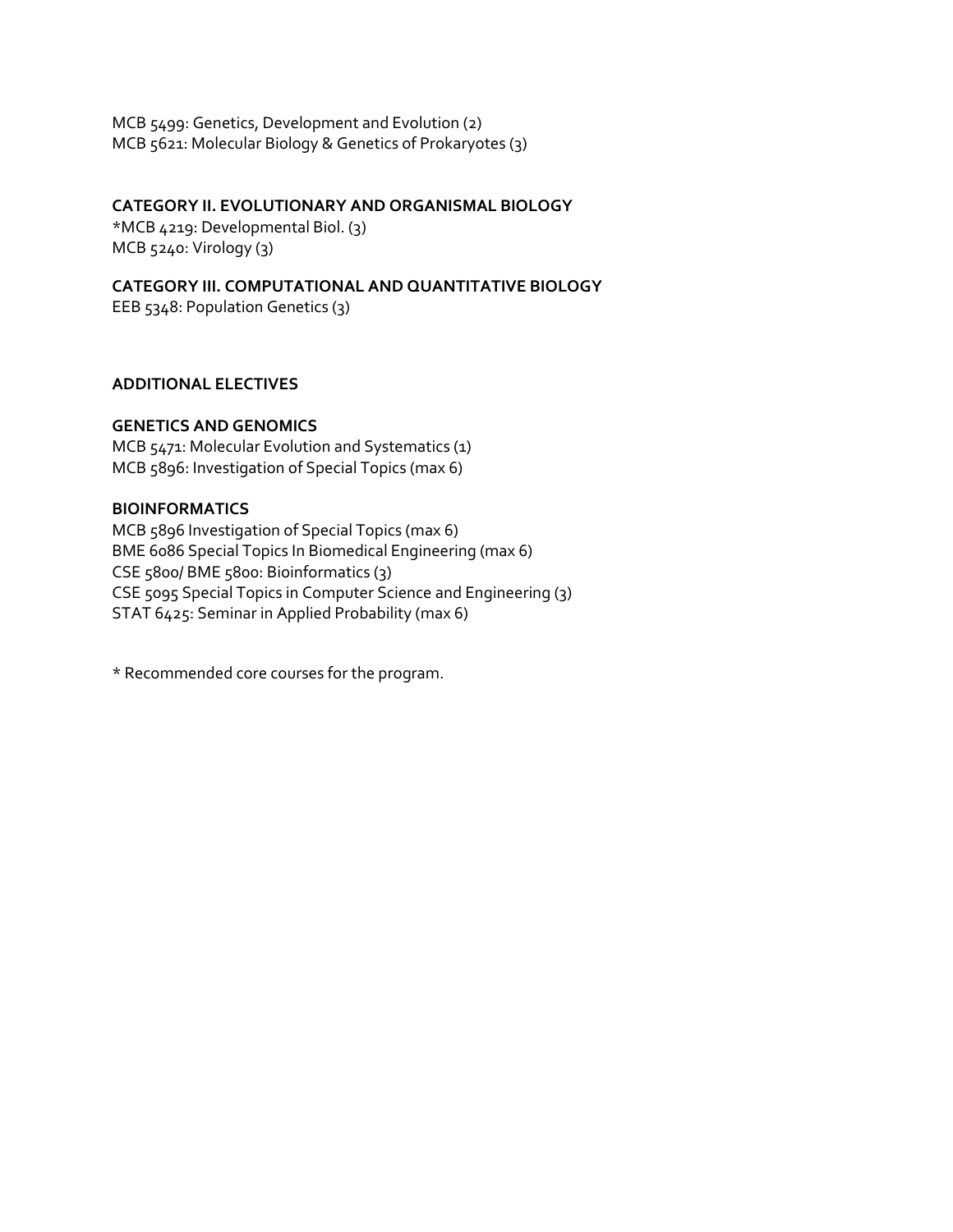MCB 5499: Genetics, Development and Evolution (2)
MCB 5621: Molecular Biology & Genetics of Prokaryotes (3)

**CATEGORY II. EVOLUTIONARY AND ORGANISMAL BIOLOGY**
*MCB 4219: Developmental Biol. (3)
MCB 5240: Virology (3)

**CATEGORY III. COMPUTATIONAL AND QUANTITATIVE BIOLOGY**
EEB 5348: Population Genetics (3)

**ADDITIONAL ELECTIVES**

**GENETICS AND GENOMICS**
MCB 5471: Molecular Evolution and Systematics (1)
MCB 5896: Investigation of Special Topics (max 6)

**BIOINFORMATICS**
MCB 5896 Investigation of Special Topics (max 6)
BME 6086 Special Topics In Biomedical Engineering (max 6)
CSE 5800/ BME 5800: Bioinformatics (3)
CSE 5095 Special Topics in Computer Science and Engineering (3)
STAT 6425: Seminar in Applied Probability (max 6)

* Recommended core courses for the program.